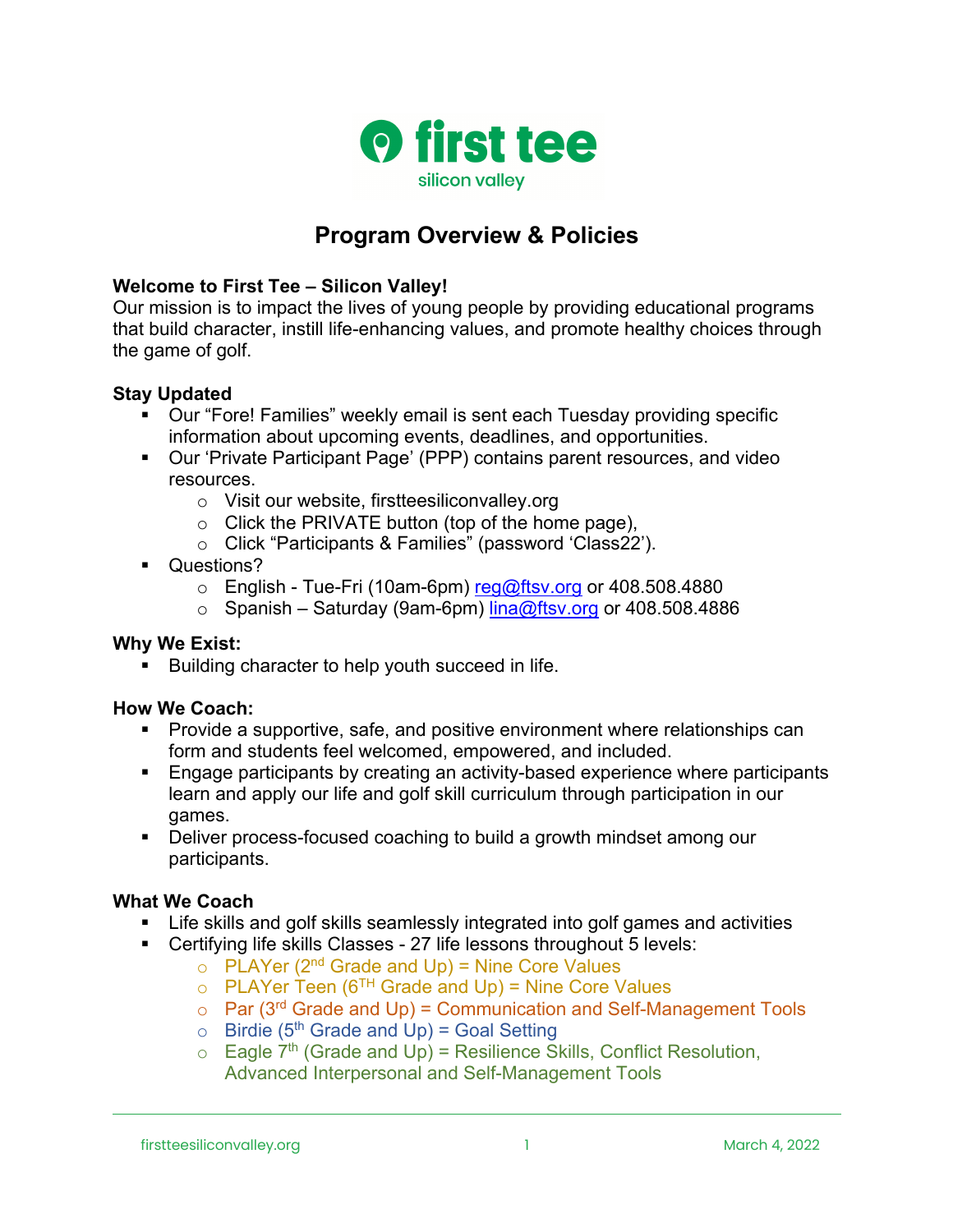# Program Overview & Policies

**Welcome to First Tee – Silicon Valley!**
Our mission is to impact the lives of young people by providing educational programs that build character, instill life-enhancing values, and promote healthy choices through the game of golf.

**Stay Updated**

- Our "Fore! Families" weekly email is sent each Tuesday providing specific information about upcoming events, deadlines, and opportunities.
- Our 'Private Participant Page' (PPP) contains parent resources, and video resources.
  - Visit our website, firstteesiliconvalley.org
  - Click the PRIVATE button (top of the home page),
  - Click "Participants & Families" (password 'Class22').
- Questions?
  - English - Tue-Fri (10am-6pm) reg@ftsv.org or 408.508.4880
  - Spanish – Saturday (9am-6pm) lina@ftsv.org or 408.508.4886

**Why We Exist:**

- Building character to help youth succeed in life.

**How We Coach:**

- Provide a supportive, safe, and positive environment where relationships can form and students feel welcomed, empowered, and included.
- Engage participants by creating an activity-based experience where participants learn and apply our life and golf skill curriculum through participation in our games.
- Deliver process-focused coaching to build a growth mindset among our participants.

**What We Coach**

- Life skills and golf skills seamlessly integrated into golf games and activities
- Certifying life skills Classes - 27 life lessons throughout 5 levels:
  - PLAYer (2nd Grade and Up) = Nine Core Values
  - PLAYer Teen (6TH Grade and Up) = Nine Core Values
  - Par (3rd Grade and Up) = Communication and Self-Management Tools
  - Birdie (5th Grade and Up) = Goal Setting
  - Eagle 7th (Grade and Up) = Resilience Skills, Conflict Resolution, Advanced Interpersonal and Self-Management Tools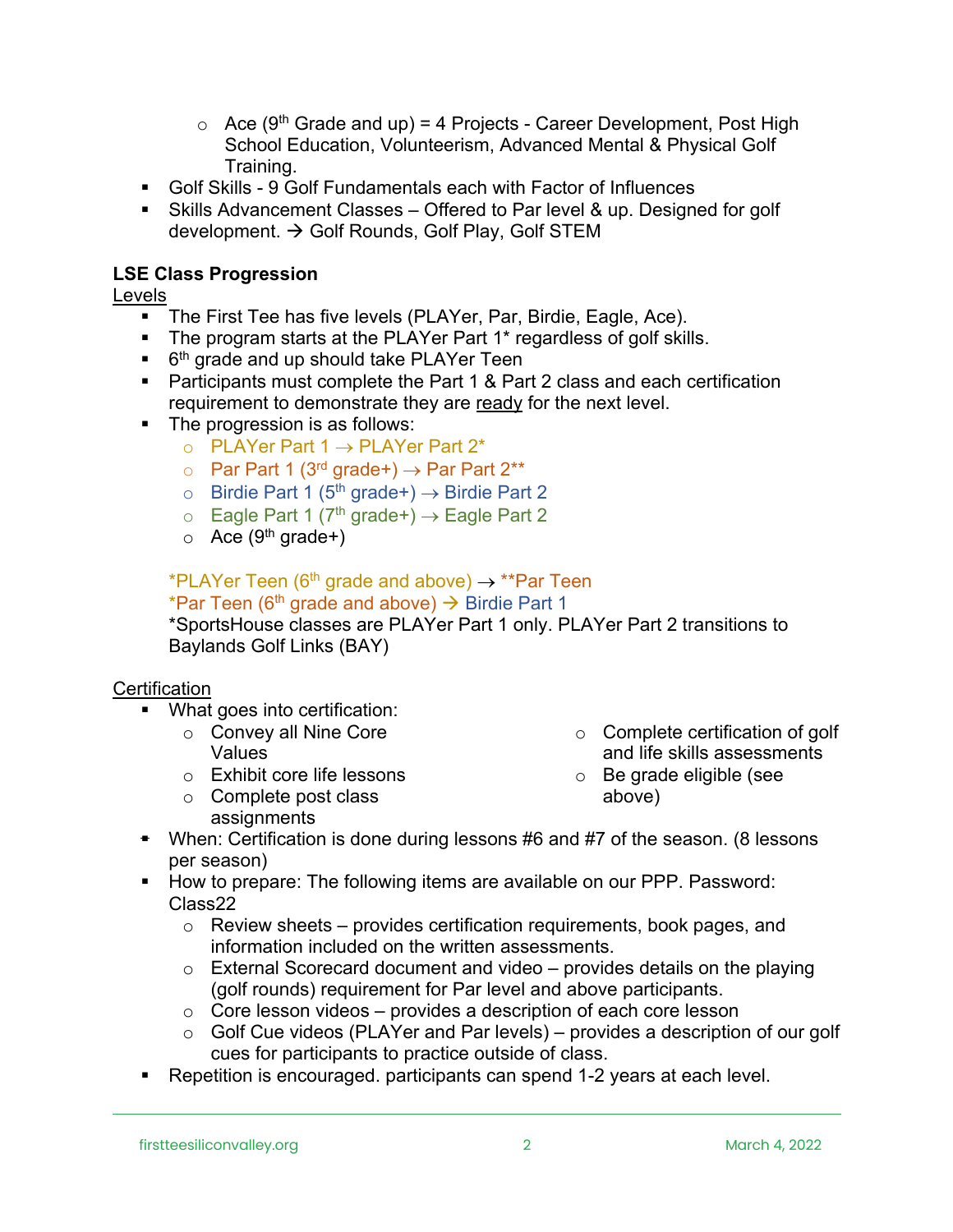- Ace (9th Grade and up) = 4 Projects - Career Development, Post High School Education, Volunteerism, Advanced Mental & Physical Golf Training.
- Golf Skills - 9 Golf Fundamentals each with Factor of Influences
- Skills Advancement Classes – Offered to Par level & up. Designed for golf development. → Golf Rounds, Golf Play, Golf STEM

**LSE Class Progression**

Levels

- The First Tee has five levels (PLAYer, Par, Birdie, Eagle, Ace).
- The program starts at the PLAYer Part 1* regardless of golf skills.
- 6th grade and up should take PLAYer Teen
- Participants must complete the Part 1 & Part 2 class and each certification requirement to demonstrate they are ready for the next level.
- The progression is as follows:
  - PLAYer Part 1 → PLAYer Part 2*
  - Par Part 1 (3rd grade+) → Par Part 2**
  - Birdie Part 1 (5th grade+) → Birdie Part 2
  - Eagle Part 1 (7th grade+) → Eagle Part 2
  - Ace (9th grade+)

  *PLAYer Teen (6th grade and above) → **Par Teen
  *Par Teen (6th grade and above) → Birdie Part 1
  *SportsHouse classes are PLAYer Part 1 only. PLAYer Part 2 transitions to Baylands Golf Links (BAY)

Certification

- What goes into certification:
  - Convey all Nine Core Values
  - Exhibit core life lessons
  - Complete post class assignments
  - Complete certification of golf and life skills assessments
  - Be grade eligible (see above)
- When: Certification is done during lessons #6 and #7 of the season. (8 lessons per season)
- How to prepare: The following items are available on our PPP. Password: Class22
  - Review sheets – provides certification requirements, book pages, and information included on the written assessments.
  - External Scorecard document and video – provides details on the playing (golf rounds) requirement for Par level and above participants.
  - Core lesson videos – provides a description of each core lesson
  - Golf Cue videos (PLAYer and Par levels) – provides a description of our golf cues for participants to practice outside of class.
- Repetition is encouraged. participants can spend 1-2 years at each level.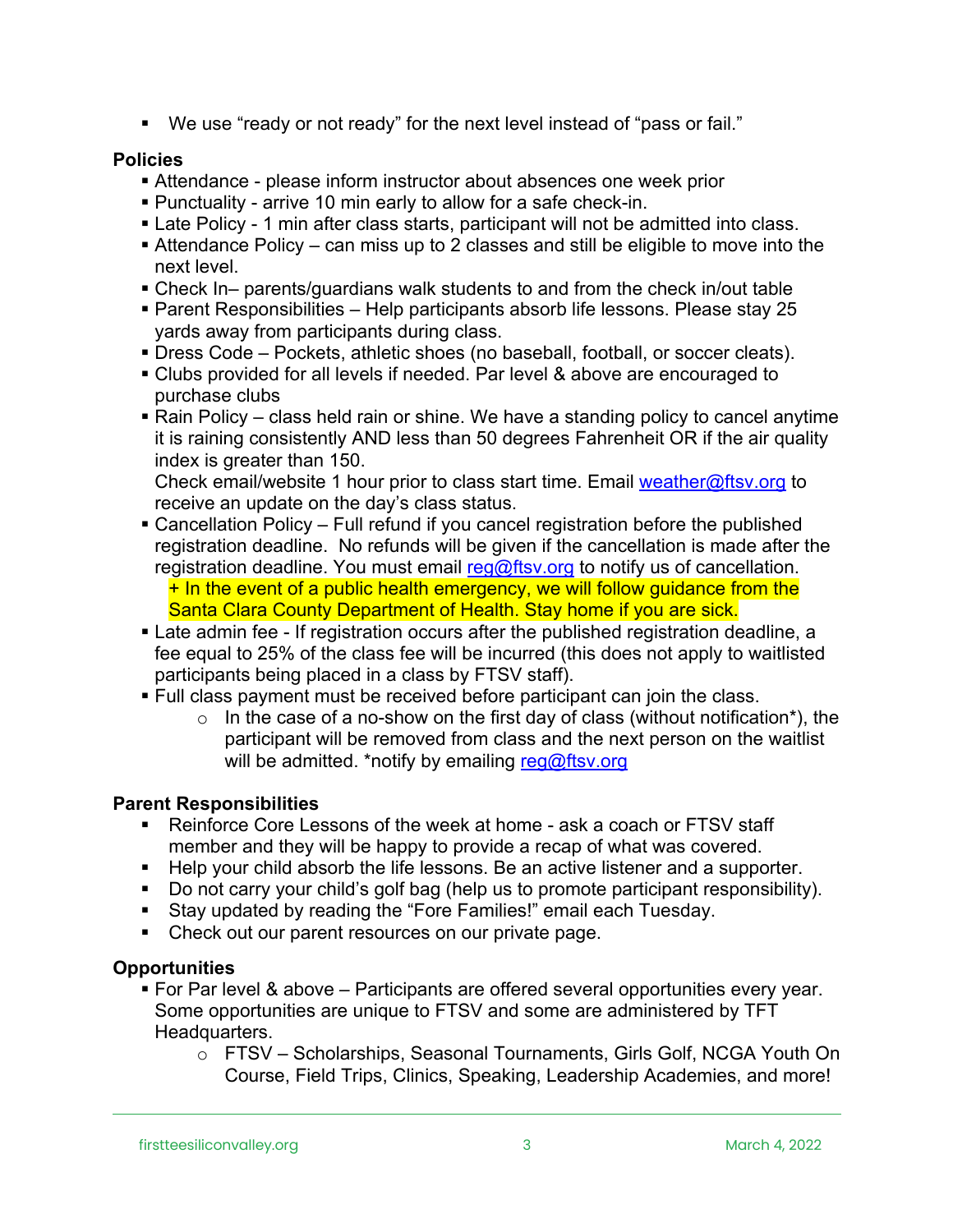- We use "ready or not ready" for the next level instead of "pass or fail."

**Policies**

- Attendance - please inform instructor about absences one week prior
- Punctuality - arrive 10 min early to allow for a safe check-in.
- Late Policy - 1 min after class starts, participant will not be admitted into class.
- Attendance Policy – can miss up to 2 classes and still be eligible to move into the next level.
- Check In– parents/guardians walk students to and from the check in/out table
- Parent Responsibilities – Help participants absorb life lessons. Please stay 25 yards away from participants during class.
- Dress Code – Pockets, athletic shoes (no baseball, football, or soccer cleats).
- Clubs provided for all levels if needed. Par level & above are encouraged to purchase clubs
- Rain Policy – class held rain or shine. We have a standing policy to cancel anytime it is raining consistently AND less than 50 degrees Fahrenheit OR if the air quality index is greater than 150.
  Check email/website 1 hour prior to class start time. Email weather@ftsv.org to receive an update on the day's class status.
- Cancellation Policy – Full refund if you cancel registration before the published registration deadline. No refunds will be given if the cancellation is made after the registration deadline. You must email reg@ftsv.org to notify us of cancellation.
  + In the event of a public health emergency, we will follow guidance from the Santa Clara County Department of Health. Stay home if you are sick.
- Late admin fee - If registration occurs after the published registration deadline, a fee equal to 25% of the class fee will be incurred (this does not apply to waitlisted participants being placed in a class by FTSV staff).
- Full class payment must be received before participant can join the class.
  - In the case of a no-show on the first day of class (without notification*), the participant will be removed from class and the next person on the waitlist will be admitted. *notify by emailing reg@ftsv.org

**Parent Responsibilities**

- Reinforce Core Lessons of the week at home - ask a coach or FTSV staff member and they will be happy to provide a recap of what was covered.
- Help your child absorb the life lessons. Be an active listener and a supporter.
- Do not carry your child's golf bag (help us to promote participant responsibility).
- Stay updated by reading the "Fore Families!" email each Tuesday.
- Check out our parent resources on our private page.

**Opportunities**

- For Par level & above – Participants are offered several opportunities every year. Some opportunities are unique to FTSV and some are administered by TFT Headquarters.
  - FTSV – Scholarships, Seasonal Tournaments, Girls Golf, NCGA Youth On Course, Field Trips, Clinics, Speaking, Leadership Academies, and more!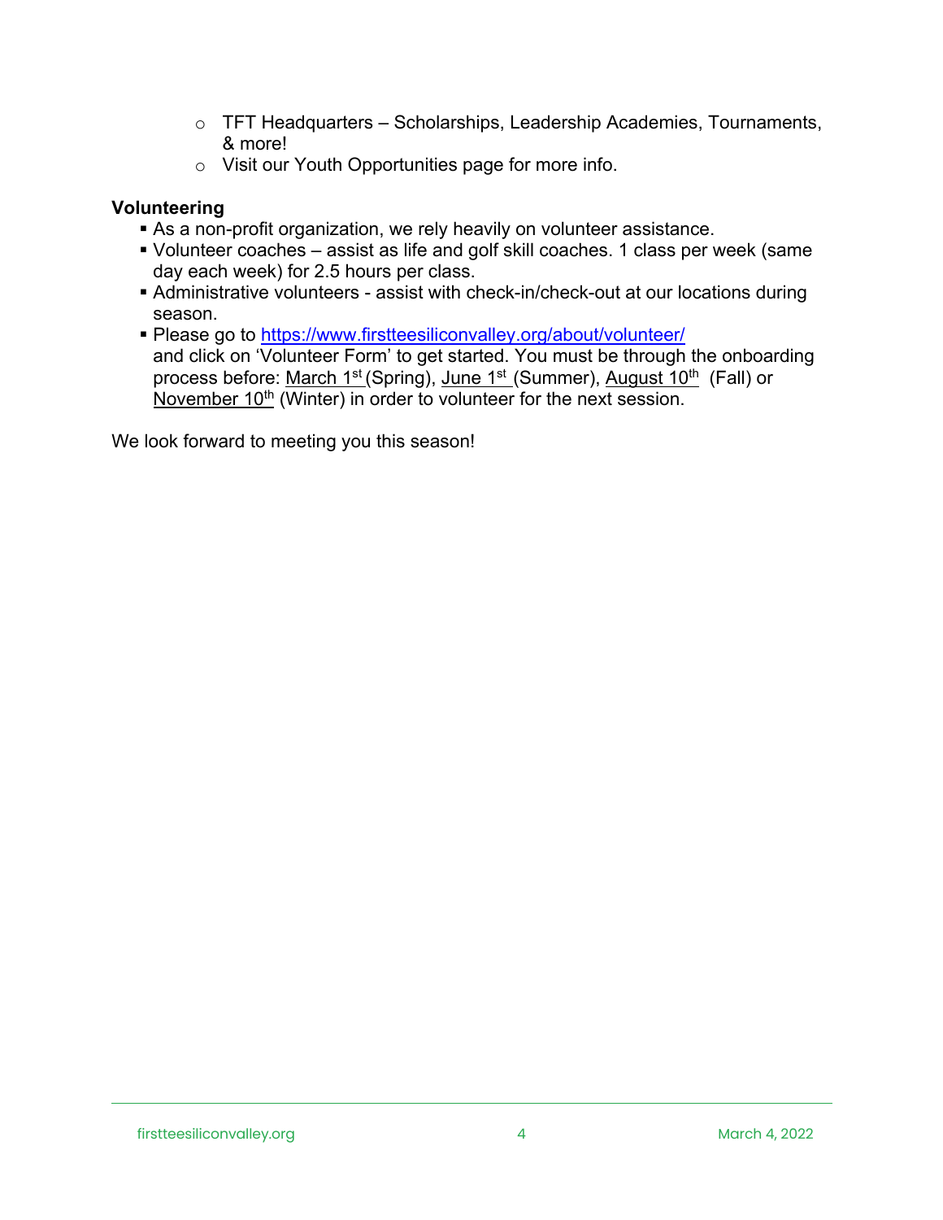- TFT Headquarters – Scholarships, Leadership Academies, Tournaments, & more!
- Visit our Youth Opportunities page for more info.

**Volunteering**

- As a non-profit organization, we rely heavily on volunteer assistance.
- Volunteer coaches – assist as life and golf skill coaches. 1 class per week (same day each week) for 2.5 hours per class.
- Administrative volunteers - assist with check-in/check-out at our locations during season.
- Please go to https://www.firstteesiliconvalley.org/about/volunteer/ and click on 'Volunteer Form' to get started. You must be through the onboarding process before: March 1st (Spring), June 1st (Summer), August 10th (Fall) or November 10th (Winter) in order to volunteer for the next session.

We look forward to meeting you this season!